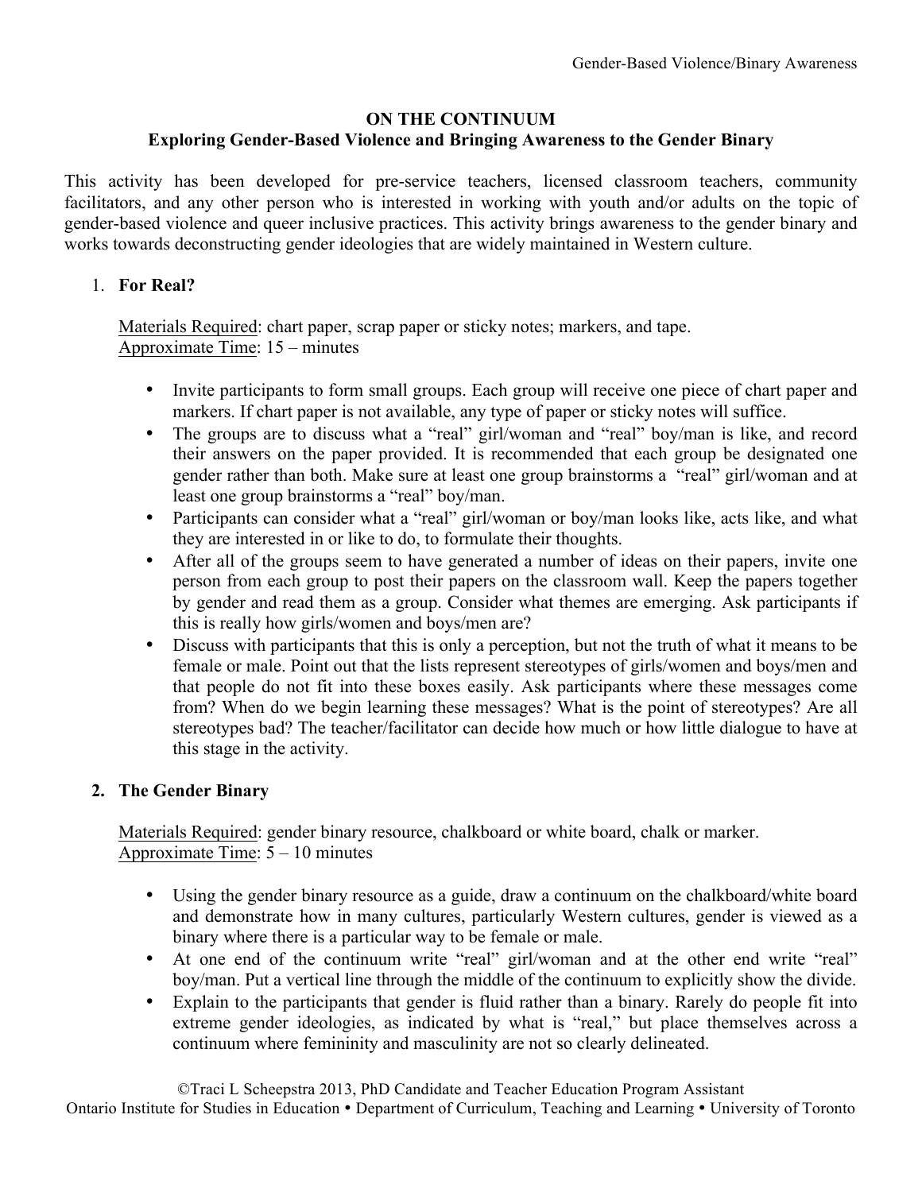## ON THE CONTINUUM

### Exploring Gender-Based Violence and Bringing Awareness to the Gender Binary

This activity has been developed for pre-service teachers, licensed classroom teachers, community facilitators, and any other person who is interested in working with youth and/or adults on the topic of gender-based violence and queer inclusive practices. This activity brings awareness to the gender binary and works towards deconstructing gender ideologies that are widely maintained in Western culture.

1. **For Real?**

   Materials Required: chart paper, scrap paper or sticky notes; markers, and tape.
   Approximate Time: 15 – minutes

   - Invite participants to form small groups. Each group will receive one piece of chart paper and markers. If chart paper is not available, any type of paper or sticky notes will suffice.
   - The groups are to discuss what a "real" girl/woman and "real" boy/man is like, and record their answers on the paper provided. It is recommended that each group be designated one gender rather than both. Make sure at least one group brainstorms a "real" girl/woman and at least one group brainstorms a "real" boy/man.
   - Participants can consider what a "real" girl/woman or boy/man looks like, acts like, and what they are interested in or like to do, to formulate their thoughts.
   - After all of the groups seem to have generated a number of ideas on their papers, invite one person from each group to post their papers on the classroom wall. Keep the papers together by gender and read them as a group. Consider what themes are emerging. Ask participants if this is really how girls/women and boys/men are?
   - Discuss with participants that this is only a perception, but not the truth of what it means to be female or male. Point out that the lists represent stereotypes of girls/women and boys/men and that people do not fit into these boxes easily. Ask participants where these messages come from? When do we begin learning these messages? What is the point of stereotypes? Are all stereotypes bad? The teacher/facilitator can decide how much or how little dialogue to have at this stage in the activity.

2. **The Gender Binary**

   Materials Required: gender binary resource, chalkboard or white board, chalk or marker.
   Approximate Time: 5 – 10 minutes

   - Using the gender binary resource as a guide, draw a continuum on the chalkboard/white board and demonstrate how in many cultures, particularly Western cultures, gender is viewed as a binary where there is a particular way to be female or male.
   - At one end of the continuum write "real" girl/woman and at the other end write "real" boy/man. Put a vertical line through the middle of the continuum to explicitly show the divide.
   - Explain to the participants that gender is fluid rather than a binary. Rarely do people fit into extreme gender ideologies, as indicated by what is "real," but place themselves across a continuum where femininity and masculinity are not so clearly delineated.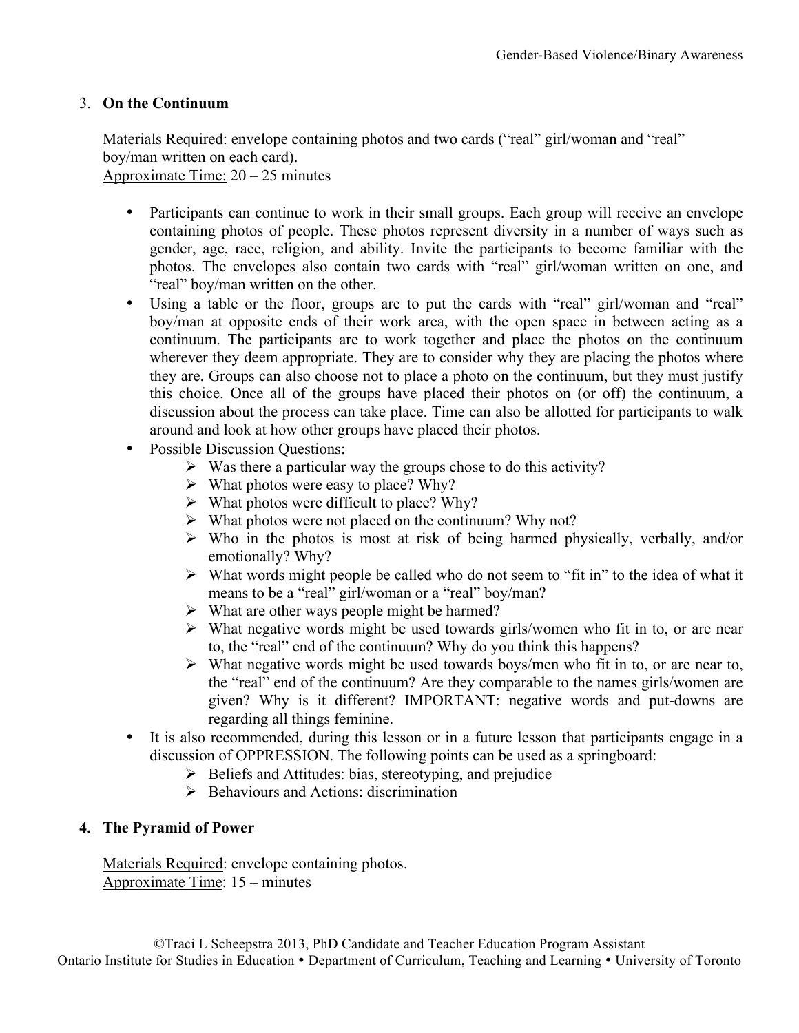3. **On the Continuum**

   Materials Required: envelope containing photos and two cards ("real" girl/woman and "real" boy/man written on each card).
   Approximate Time: 20 – 25 minutes

   - Participants can continue to work in their small groups. Each group will receive an envelope containing photos of people. These photos represent diversity in a number of ways such as gender, age, race, religion, and ability. Invite the participants to become familiar with the photos. The envelopes also contain two cards with "real" girl/woman written on one, and "real" boy/man written on the other.
   - Using a table or the floor, groups are to put the cards with "real" girl/woman and "real" boy/man at opposite ends of their work area, with the open space in between acting as a continuum. The participants are to work together and place the photos on the continuum wherever they deem appropriate. They are to consider why they are placing the photos where they are. Groups can also choose not to place a photo on the continuum, but they must justify this choice. Once all of the groups have placed their photos on (or off) the continuum, a discussion about the process can take place. Time can also be allotted for participants to walk around and look at how other groups have placed their photos.
   - Possible Discussion Questions:
     - Was there a particular way the groups chose to do this activity?
     - What photos were easy to place? Why?
     - What photos were difficult to place? Why?
     - What photos were not placed on the continuum? Why not?
     - Who in the photos is most at risk of being harmed physically, verbally, and/or emotionally? Why?
     - What words might people be called who do not seem to "fit in" to the idea of what it means to be a "real" girl/woman or a "real" boy/man?
     - What are other ways people might be harmed?
     - What negative words might be used towards girls/women who fit in to, or are near to, the "real" end of the continuum? Why do you think this happens?
     - What negative words might be used towards boys/men who fit in to, or are near to, the "real" end of the continuum? Are they comparable to the names girls/women are given? Why is it different? IMPORTANT: negative words and put-downs are regarding all things feminine.
   - It is also recommended, during this lesson or in a future lesson that participants engage in a discussion of OPPRESSION. The following points can be used as a springboard:
     - Beliefs and Attitudes: bias, stereotyping, and prejudice
     - Behaviours and Actions: discrimination

4. **The Pyramid of Power**

   Materials Required: envelope containing photos.
   Approximate Time: 15 – minutes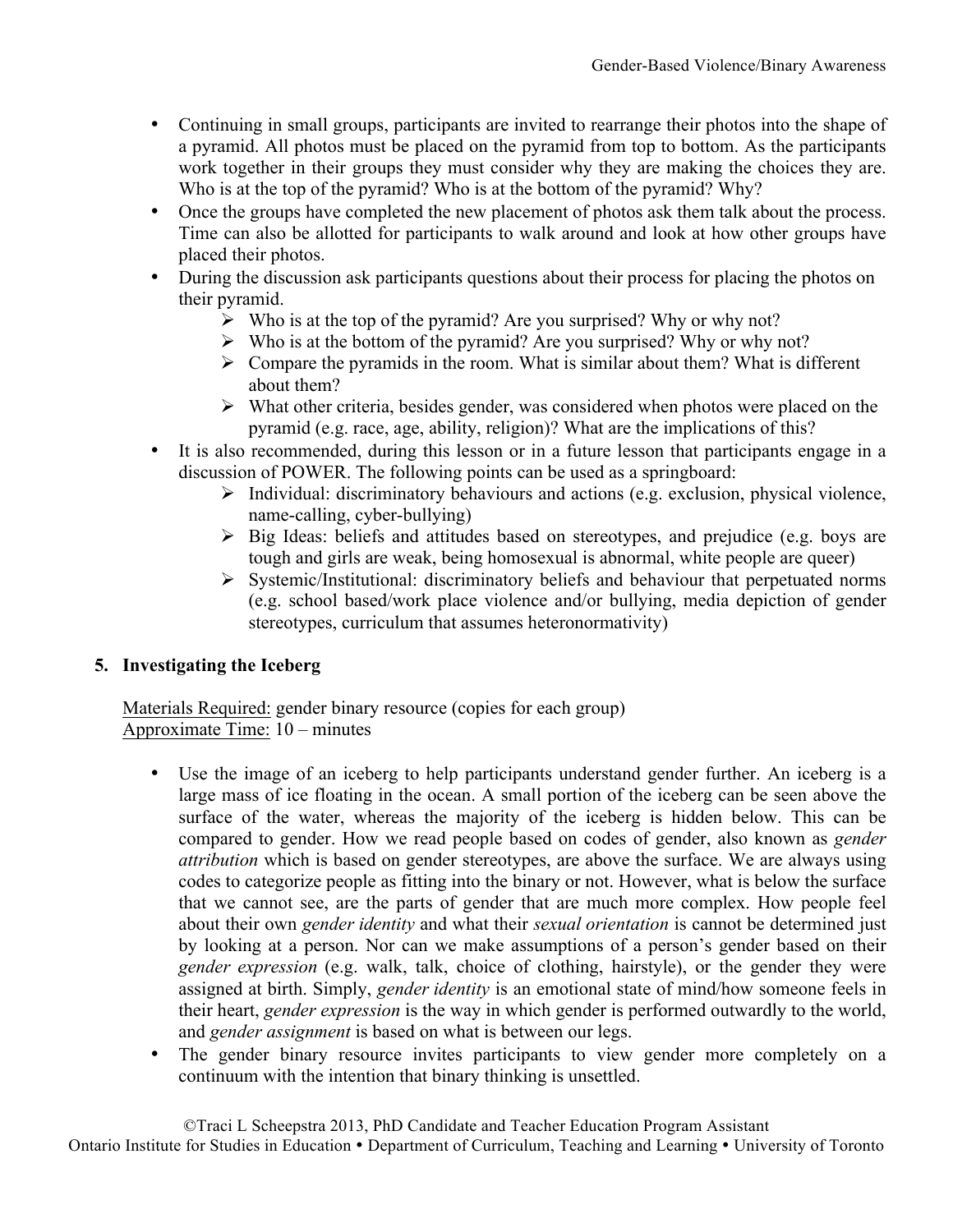- Continuing in small groups, participants are invited to rearrange their photos into the shape of a pyramid. All photos must be placed on the pyramid from top to bottom. As the participants work together in their groups they must consider why they are making the choices they are. Who is at the top of the pyramid? Who is at the bottom of the pyramid? Why?
- Once the groups have completed the new placement of photos ask them talk about the process. Time can also be allotted for participants to walk around and look at how other groups have placed their photos.
- During the discussion ask participants questions about their process for placing the photos on their pyramid.
  - Who is at the top of the pyramid? Are you surprised? Why or why not?
  - Who is at the bottom of the pyramid? Are you surprised? Why or why not?
  - Compare the pyramids in the room. What is similar about them? What is different about them?
  - What other criteria, besides gender, was considered when photos were placed on the pyramid (e.g. race, age, ability, religion)? What are the implications of this?
- It is also recommended, during this lesson or in a future lesson that participants engage in a discussion of POWER. The following points can be used as a springboard:
  - Individual: discriminatory behaviours and actions (e.g. exclusion, physical violence, name-calling, cyber-bullying)
  - Big Ideas: beliefs and attitudes based on stereotypes, and prejudice (e.g. boys are tough and girls are weak, being homosexual is abnormal, white people are queer)
  - Systemic/Institutional: discriminatory beliefs and behaviour that perpetuated norms (e.g. school based/work place violence and/or bullying, media depiction of gender stereotypes, curriculum that assumes heteronormativity)

## 5. Investigating the Iceberg

Materials Required: gender binary resource (copies for each group)
Approximate Time: 10 – minutes

- Use the image of an iceberg to help participants understand gender further. An iceberg is a large mass of ice floating in the ocean. A small portion of the iceberg can be seen above the surface of the water, whereas the majority of the iceberg is hidden below. This can be compared to gender. How we read people based on codes of gender, also known as *gender attribution* which is based on gender stereotypes, are above the surface. We are always using codes to categorize people as fitting into the binary or not. However, what is below the surface that we cannot see, are the parts of gender that are much more complex. How people feel about their own *gender identity* and what their *sexual orientation* is cannot be determined just by looking at a person. Nor can we make assumptions of a person's gender based on their *gender expression* (e.g. walk, talk, choice of clothing, hairstyle), or the gender they were assigned at birth. Simply, *gender identity* is an emotional state of mind/how someone feels in their heart, *gender expression* is the way in which gender is performed outwardly to the world, and *gender assignment* is based on what is between our legs.
- The gender binary resource invites participants to view gender more completely on a continuum with the intention that binary thinking is unsettled.

©Traci L Scheepstra 2013, PhD Candidate and Teacher Education Program Assistant
Ontario Institute for Studies in Education • Department of Curriculum, Teaching and Learning • University of Toronto